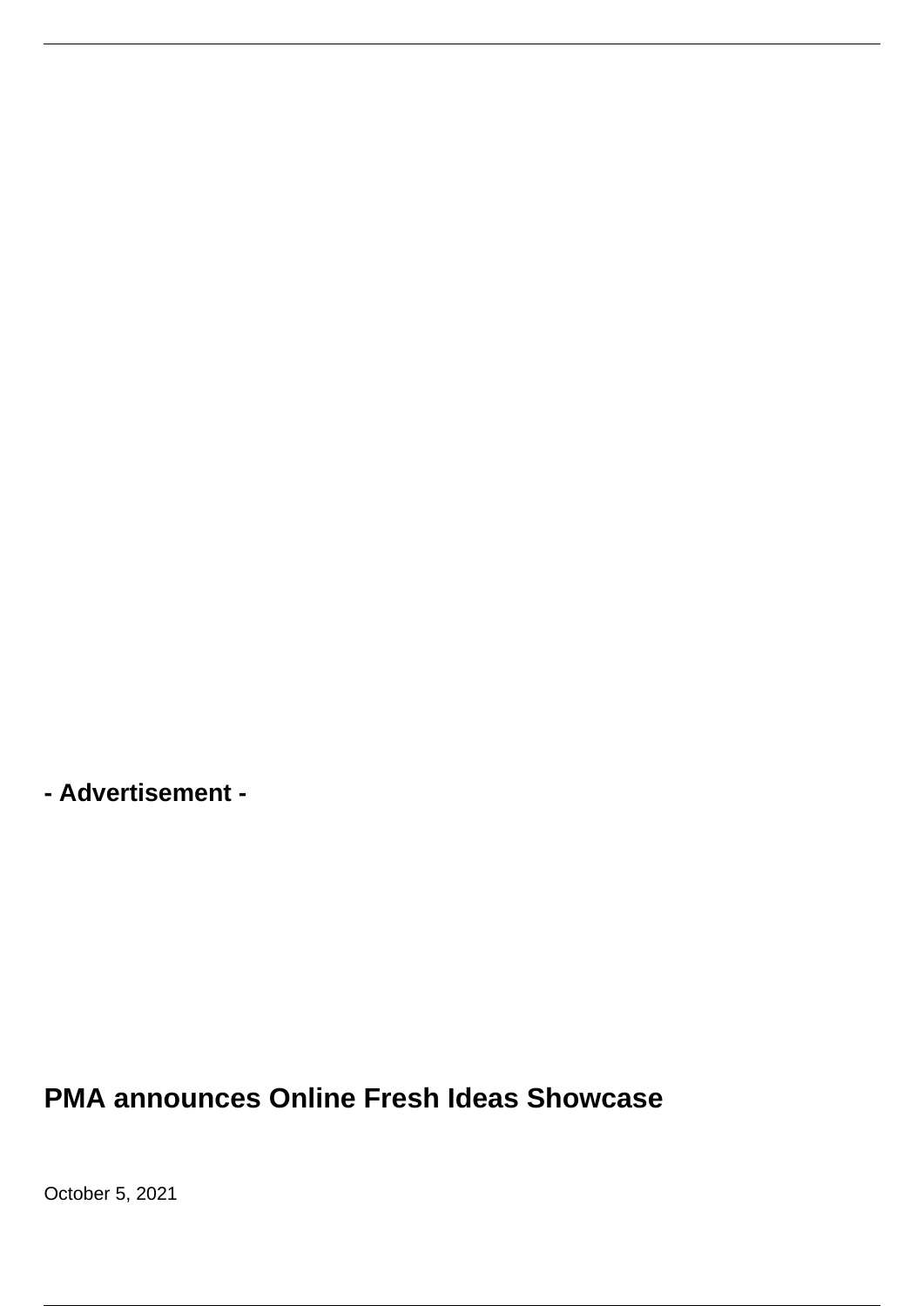- Advertisement -

# PMA announces Online Fresh Ideas Showcase

October 5, 2021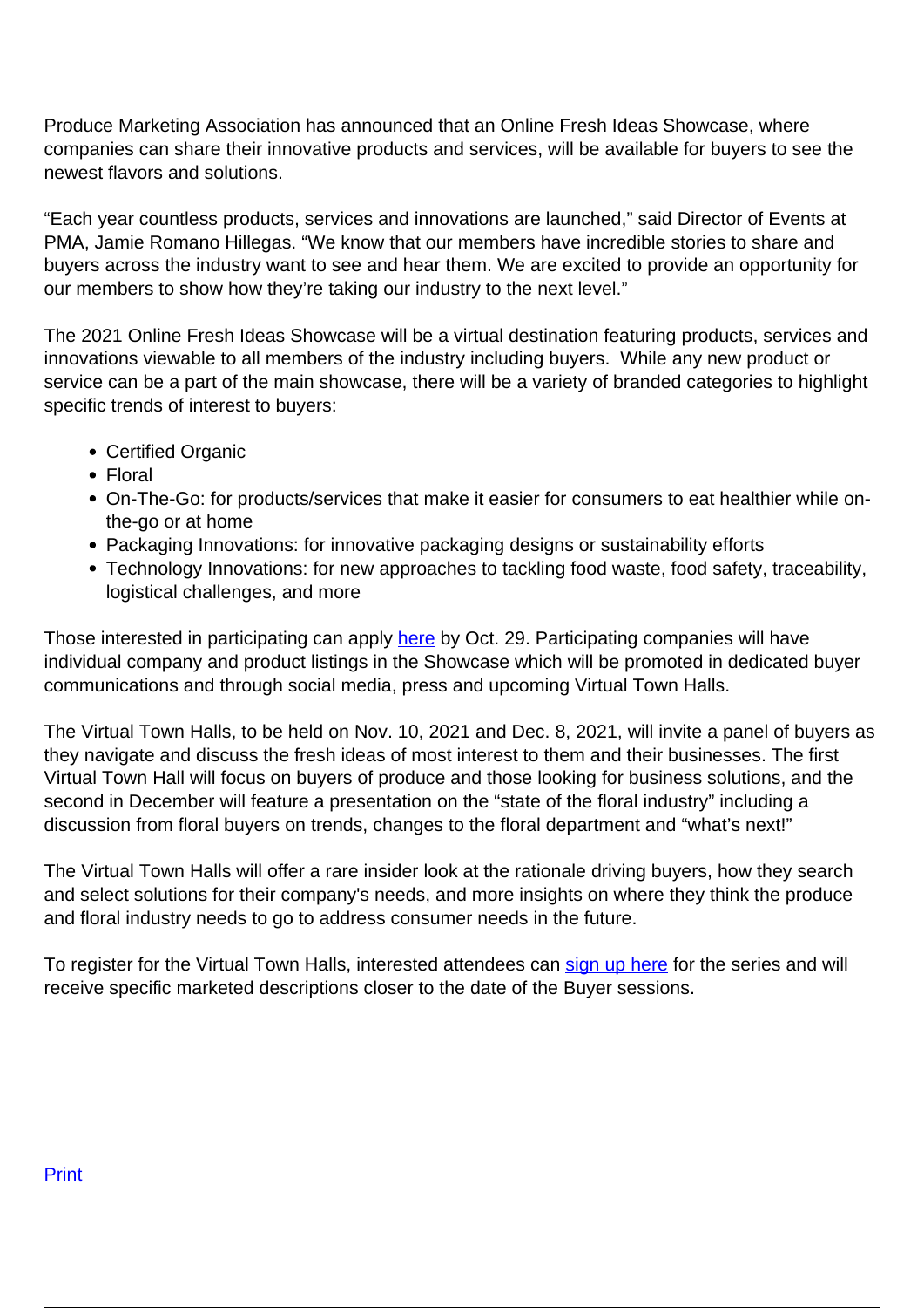Produce Marketing Association has announced that an Online Fresh Ideas Showcase, where companies can share their innovative products and services, will be available for buyers to see the newest flavors and solutions.

“Each year countless products, services and innovations are launched,” said Director of Events at PMA, Jamie Romano Hillegas. “We know that our members have incredible stories to share and buyers across the industry want to see and hear them. We are excited to provide an opportunity for our members to show how they’re taking our industry to the next level.”

The 2021 Online Fresh Ideas Showcase will be a virtual destination featuring products, services and innovations viewable to all members of the industry including buyers.  While any new product or service can be a part of the main showcase, there will be a variety of branded categories to highlight specific trends of interest to buyers:

- Certified Organic
- Floral
- On-The-Go: for products/services that make it easier for consumers to eat healthier while on-the-go or at home
- Packaging Innovations: for innovative packaging designs or sustainability efforts
- Technology Innovations: for new approaches to tackling food waste, food safety, traceability, logistical challenges, and more

Those interested in participating can apply here by Oct. 29. Participating companies will have individual company and product listings in the Showcase which will be promoted in dedicated buyer communications and through social media, press and upcoming Virtual Town Halls.

The Virtual Town Halls, to be held on Nov. 10, 2021 and Dec. 8, 2021, will invite a panel of buyers as they navigate and discuss the fresh ideas of most interest to them and their businesses. The first Virtual Town Hall will focus on buyers of produce and those looking for business solutions, and the second in December will feature a presentation on the “state of the floral industry” including a discussion from floral buyers on trends, changes to the floral department and “what’s next!”

The Virtual Town Halls will offer a rare insider look at the rationale driving buyers, how they search and select solutions for their company's needs, and more insights on where they think the produce and floral industry needs to go to address consumer needs in the future.

To register for the Virtual Town Halls, interested attendees can sign up here for the series and will receive specific marketed descriptions closer to the date of the Buyer sessions.

Print